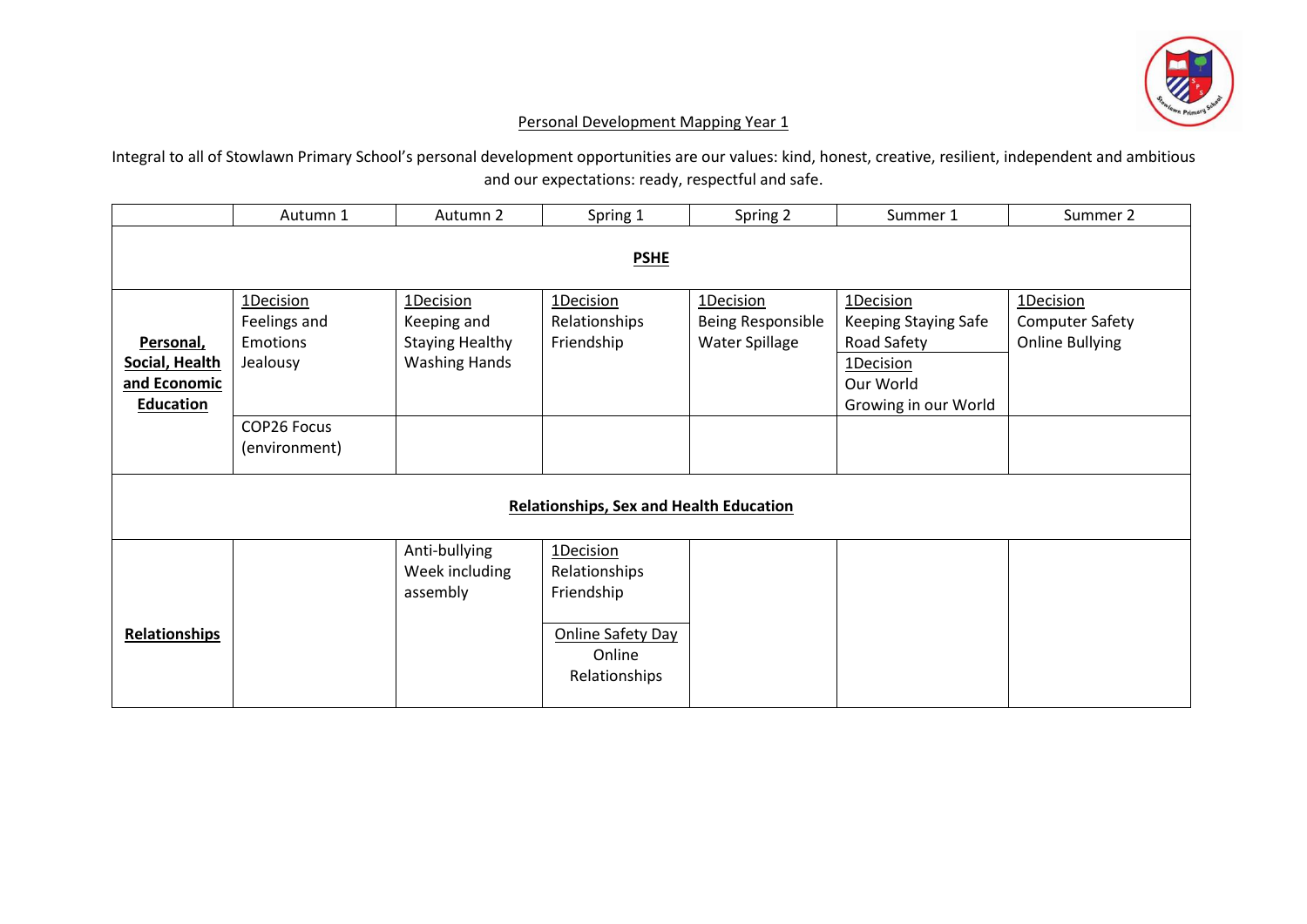# Personal Development Mapping Year 1

Integral to all of Stowlawn Primary School's personal development opportunities are our values: kind, honest, creative, resilient, independent and ambitious and our expectations: ready, respectful and safe.

| | Autumn 1 | Autumn 2 | Spring 1 | Spring 2 | Summer 1 | Summer 2 |
|---|---|---|---|---|---|---|
| **PSHE** | | | | | | |
| **Personal, Social, Health and Economic Education** | 1Decision<br>Feelings and Emotions<br>Jealousy | 1Decision<br>Keeping and Staying Healthy<br>Washing Hands | 1Decision<br>Relationships<br>Friendship | 1Decision<br>Being Responsible<br>Water Spillage | 1Decision<br>Keeping Staying Safe<br>Road Safety<br><br>1Decision<br>Our World<br>Growing in our World | 1Decision<br>Computer Safety<br>Online Bullying |
| | COP26 Focus (environment) | | | | | |
| **Relationships, Sex and Health Education** | | | | | | |
| **Relationships** | | Anti-bullying Week including assembly | 1Decision<br>Relationships<br>Friendship<br><br>Online Safety Day<br>Online Relationships | | | |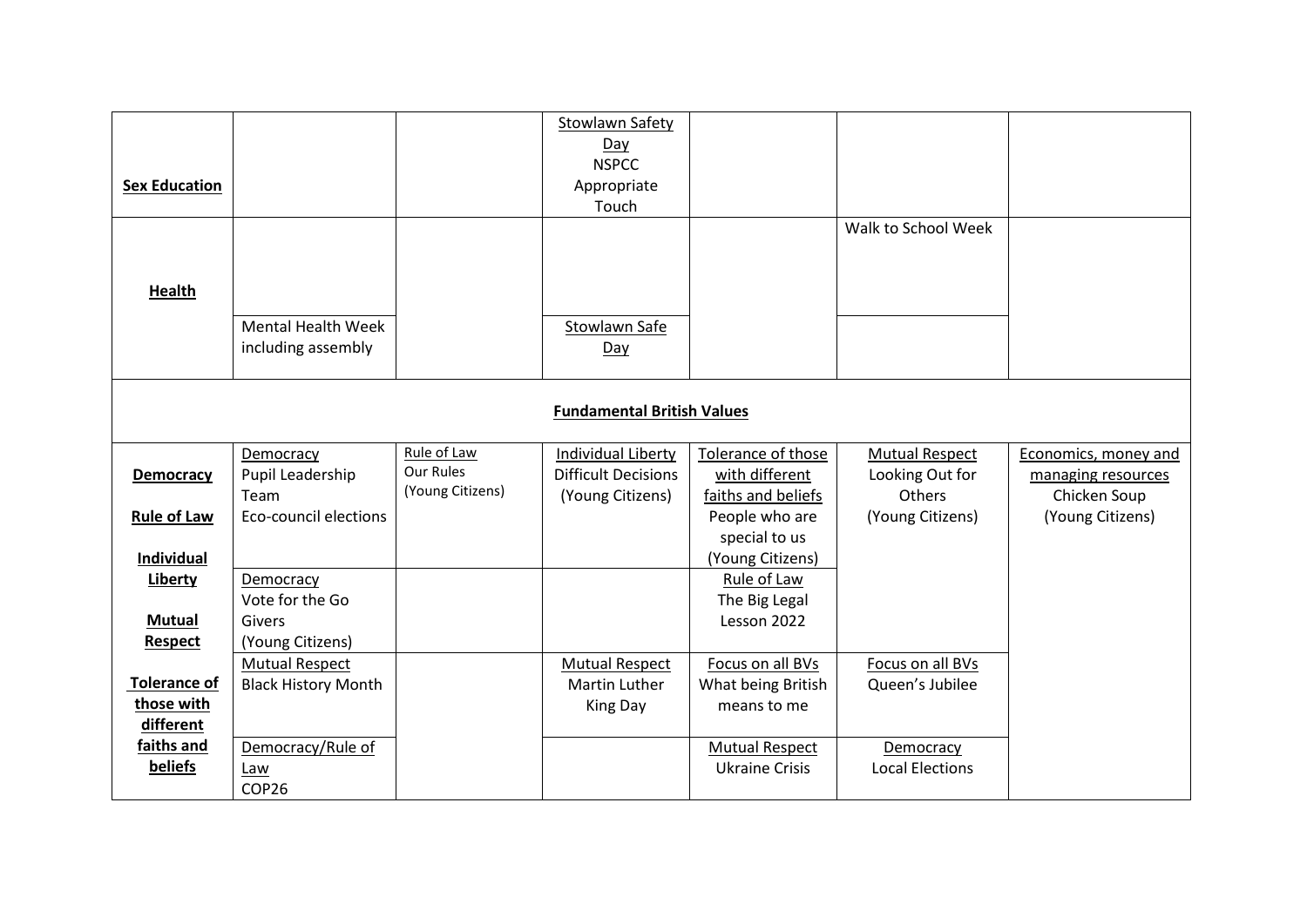| | | | | | | |
|---|---|---|---|---|---|---|
| **Sex Education** | | | Stowlawn Safety Day<br>NSPCC Appropriate Touch | | | |
| **Health** | | | | | Walk to School Week | |
| | Mental Health Week including assembly | | Stowlawn Safe Day | | | |
| **Fundamental British Values** | | | | | | |
| **Democracy**<br><br>**Rule of Law**<br><br>**Individual Liberty**<br><br>**Mutual Respect**<br><br>**Tolerance of those with different faiths and beliefs** | Democracy<br>Pupil Leadership Team<br>Eco-council elections | Rule of Law<br>Our Rules<br>(Young Citizens) | Individual Liberty<br>Difficult Decisions<br>(Young Citizens) | Tolerance of those with different faiths and beliefs<br>People who are special to us<br>(Young Citizens) | Mutual Respect<br>Looking Out for Others<br>(Young Citizens) | Economics, money and managing resources<br>Chicken Soup<br>(Young Citizens) |
| | Democracy<br>Vote for the Go Givers<br>(Young Citizens) | | | Rule of Law<br>The Big Legal Lesson 2022 | | |
| | Mutual Respect<br>Black History Month | | Mutual Respect<br>Martin Luther King Day | Focus on all BVs<br>What being British means to me | Focus on all BVs<br>Queen's Jubilee | |
| | Democracy/Rule of Law<br>COP26 | | | Mutual Respect<br>Ukraine Crisis | Democracy<br>Local Elections | |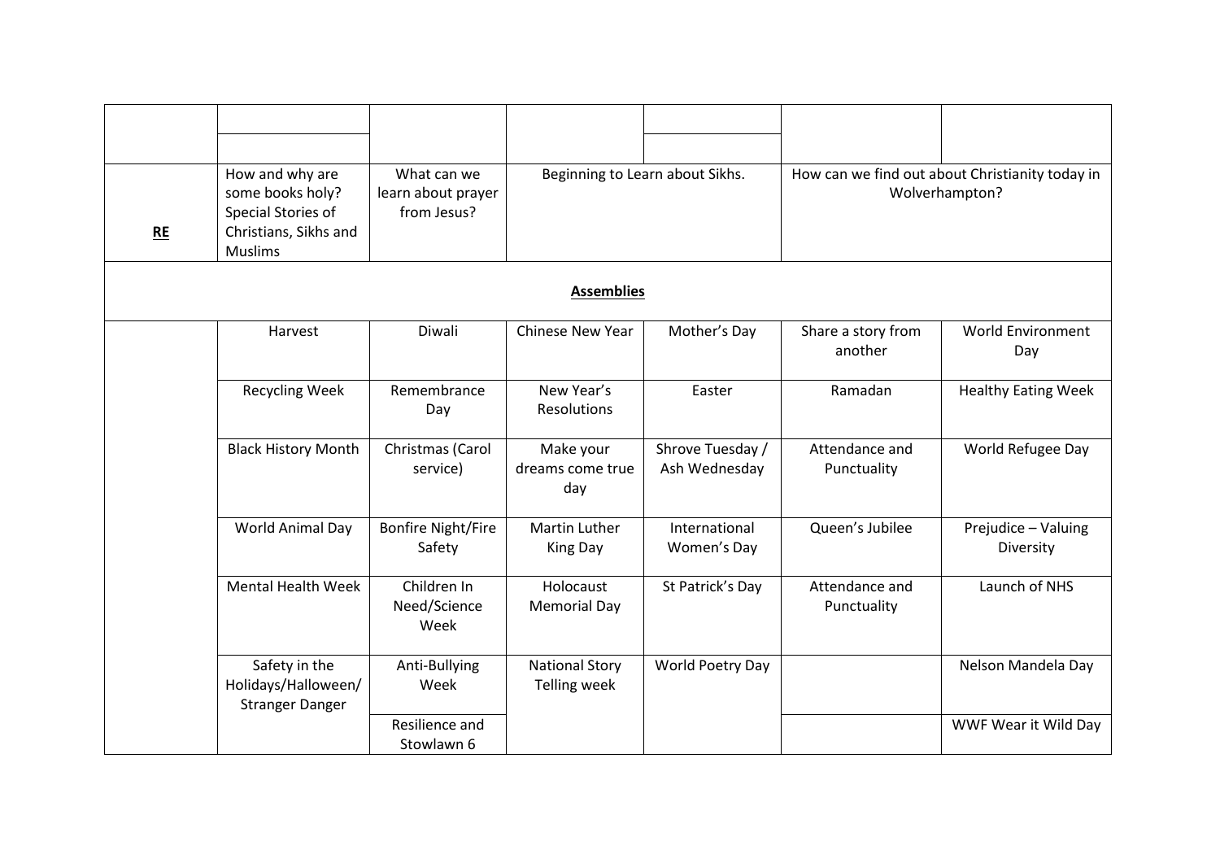| | | | | | | |
|---|---|---|---|---|---|---|
| | | | | | | |
| **RE** | How and why are some books holy? Special Stories of Christians, Sikhs and Muslims | What can we learn about prayer from Jesus? | Beginning to Learn about Sikhs. | | How can we find out about Christianity today in Wolverhampton? | |
| **Assemblies** | | | | | | |
| | Harvest | Diwali | Chinese New Year | Mother's Day | Share a story from another | World Environment Day |
| | Recycling Week | Remembrance Day | New Year's Resolutions | Easter | Ramadan | Healthy Eating Week |
| | Black History Month | Christmas (Carol service) | Make your dreams come true day | Shrove Tuesday / Ash Wednesday | Attendance and Punctuality | World Refugee Day |
| | World Animal Day | Bonfire Night/Fire Safety | Martin Luther King Day | International Women's Day | Queen's Jubilee | Prejudice – Valuing Diversity |
| | Mental Health Week | Children In Need/Science Week | Holocaust Memorial Day | St Patrick's Day | Attendance and Punctuality | Launch of NHS |
| | Safety in the Holidays/Halloween/ Stranger Danger | Anti-Bullying Week | National Story Telling week | World Poetry Day | | Nelson Mandela Day |
| | | Resilience and Stowlawn 6 | | | | WWF Wear it Wild Day |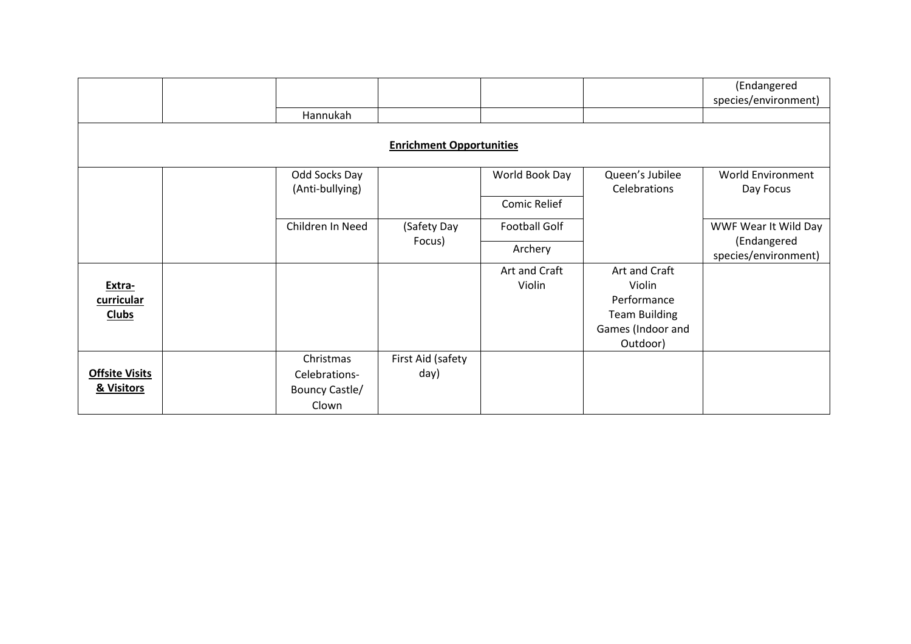| | | | | | | |
|---|---|---|---|---|---|---|
| | | | | | | (Endangered species/environment) |
| | | Hannukah | | | | |
| **Enrichment Opportunities** | | | | | | |
| | | Odd Socks Day (Anti-bullying) | | World Book Day | Queen's Jubilee Celebrations | World Environment Day Focus |
| | | | | Comic Relief | | |
| | | Children In Need | (Safety Day Focus) | Football Golf | | WWF Wear It Wild Day (Endangered species/environment) |
| | | | | Archery | | |
| **Extra-curricular Clubs** | | | | Art and Craft<br>Violin | Art and Craft<br>Violin<br>Performance<br>Team Building<br>Games (Indoor and Outdoor) | |
| **Offsite Visits & Visitors** | | Christmas Celebrations-<br>Bouncy Castle/<br>Clown | First Aid (safety day) | | | |